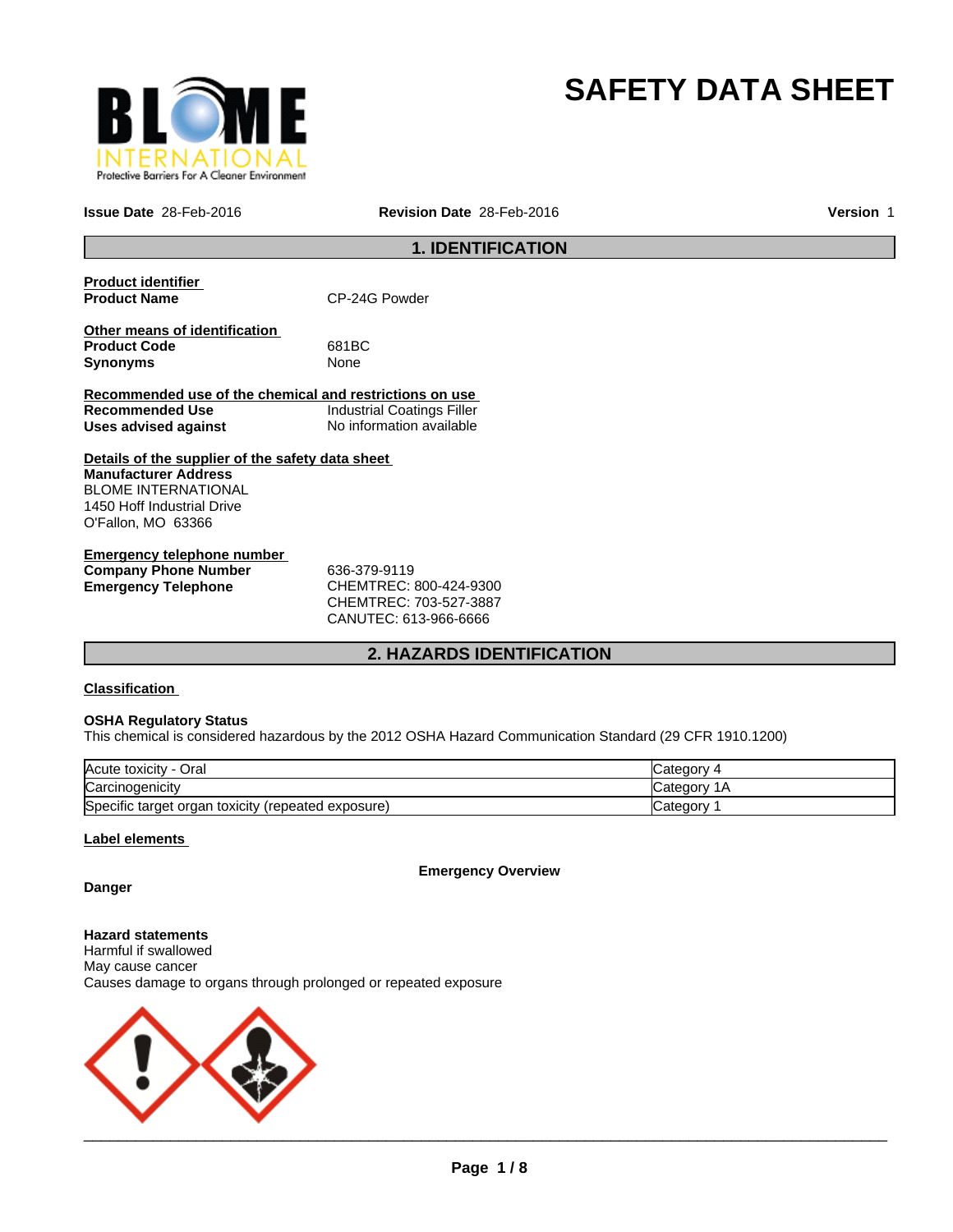# SAFETY DATA SHEET

**Issue Date** 28-Feb-2016 **Revision Date** 28-Feb-2016 **Version** 1

## 1. IDENTIFICATION

**Product identifier**

| | |
|---|---|
| **Product Name** | CP-24G Powder |

**Other means of identification**

| | |
|---|---|
| **Product Code** | 681BC |
| **Synonyms** | None |

**Recommended use of the chemical and restrictions on use**

| | |
|---|---|
| **Recommended Use** | Industrial Coatings Filler |
| **Uses advised against** | No information available |

**Details of the supplier of the safety data sheet**

**Manufacturer Address**
BLOME INTERNATIONAL
1450 Hoff Industrial Drive
O'Fallon, MO 63366

**Emergency telephone number**

| | |
|---|---|
| **Company Phone Number** | 636-379-9119 |
| **Emergency Telephone** | CHEMTREC: 800-424-9300<br>CHEMTREC: 703-527-3887<br>CANUTEC: 613-966-6666 |

## 2. HAZARDS IDENTIFICATION

**Classification**

**OSHA Regulatory Status**
This chemical is considered hazardous by the 2012 OSHA Hazard Communication Standard (29 CFR 1910.1200)

| | |
|---|---|
| Acute toxicity - Oral | Category 4 |
| Carcinogenicity | Category 1A |
| Specific target organ toxicity (repeated exposure) | Category 1 |

**Label elements**

**Emergency Overview**

**Danger**

**Hazard statements**
Harmful if swallowed
May cause cancer
Causes damage to organs through prolonged or repeated exposure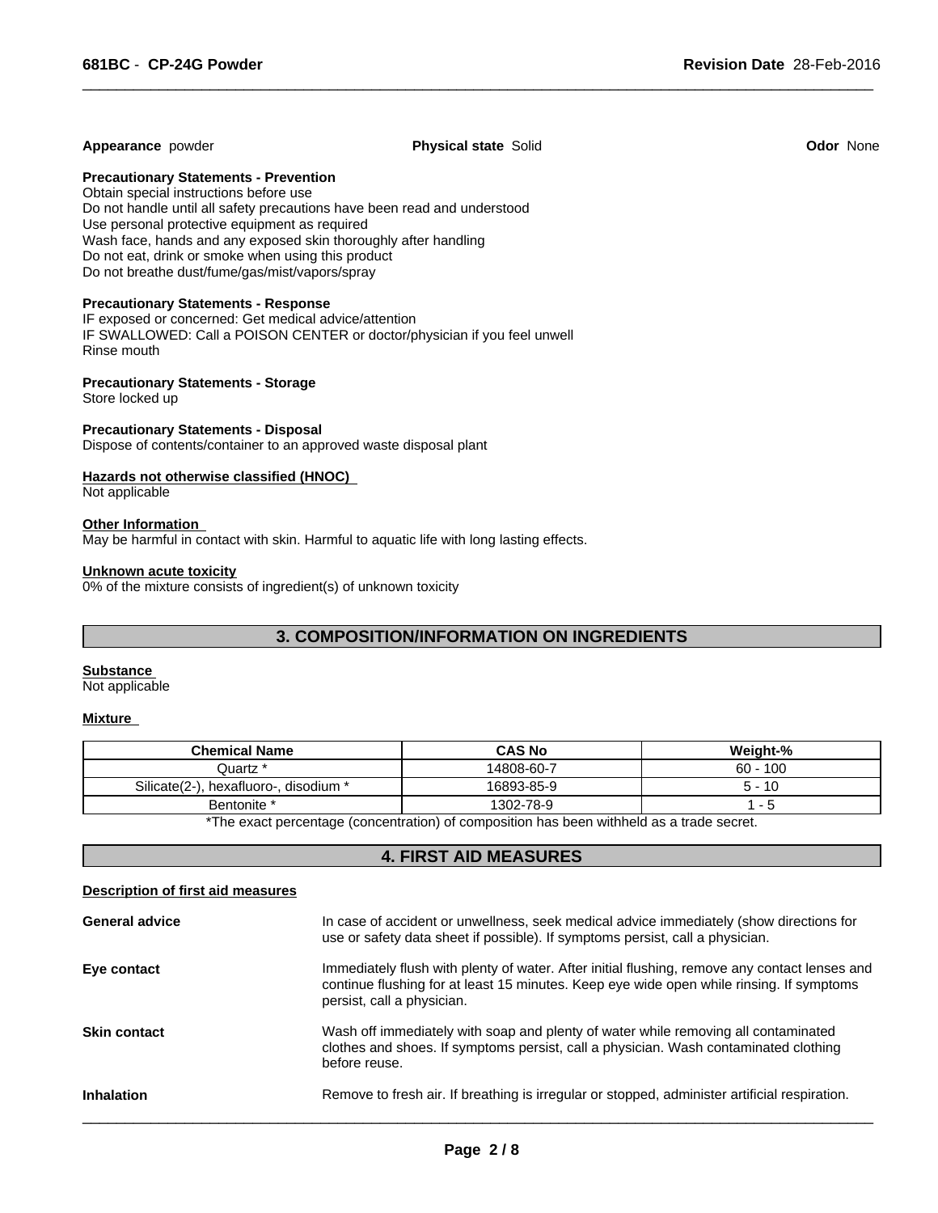**Appearance** powder **Physical state** Solid **Odor** None

**Precautionary Statements - Prevention**
Obtain special instructions before use
Do not handle until all safety precautions have been read and understood
Use personal protective equipment as required
Wash face, hands and any exposed skin thoroughly after handling
Do not eat, drink or smoke when using this product
Do not breathe dust/fume/gas/mist/vapors/spray

**Precautionary Statements - Response**
IF exposed or concerned: Get medical advice/attention
IF SWALLOWED: Call a POISON CENTER or doctor/physician if you feel unwell
Rinse mouth

**Precautionary Statements - Storage**
Store locked up

**Precautionary Statements - Disposal**
Dispose of contents/container to an approved waste disposal plant

**Hazards not otherwise classified (HNOC)**
Not applicable

**Other Information**
May be harmful in contact with skin. Harmful to aquatic life with long lasting effects.

**Unknown acute toxicity**
0% of the mixture consists of ingredient(s) of unknown toxicity

## 3. COMPOSITION/INFORMATION ON INGREDIENTS

**Substance**
Not applicable

**Mixture**

| Chemical Name | CAS No | Weight-% |
|---|---|---|
| Quartz * | 14808-60-7 | 60 - 100 |
| Silicate(2-), hexafluoro-, disodium * | 16893-85-9 | 5 - 10 |
| Bentonite * | 1302-78-9 | 1 - 5 |

*The exact percentage (concentration) of composition has been withheld as a trade secret.

## 4. FIRST AID MEASURES

**Description of first aid measures**

**General advice**
In case of accident or unwellness, seek medical advice immediately (show directions for use or safety data sheet if possible). If symptoms persist, call a physician.

**Eye contact**
Immediately flush with plenty of water. After initial flushing, remove any contact lenses and continue flushing for at least 15 minutes. Keep eye wide open while rinsing. If symptoms persist, call a physician.

**Skin contact**
Wash off immediately with soap and plenty of water while removing all contaminated clothes and shoes. If symptoms persist, call a physician. Wash contaminated clothing before reuse.

**Inhalation**
Remove to fresh air. If breathing is irregular or stopped, administer artificial respiration.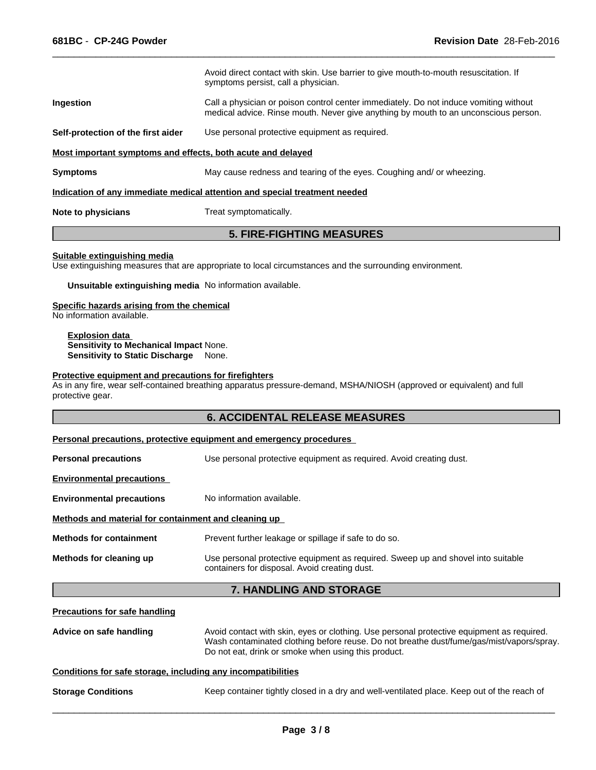| | |
|---|---|
| | Avoid direct contact with skin. Use barrier to give mouth-to-mouth resuscitation. If symptoms persist, call a physician. |
| **Ingestion** | Call a physician or poison control center immediately. Do not induce vomiting without medical advice. Rinse mouth. Never give anything by mouth to an unconscious person. |
| **Self-protection of the first aider** | Use personal protective equipment as required. |

**Most important symptoms and effects, both acute and delayed**

**Symptoms** May cause redness and tearing of the eyes. Coughing and/ or wheezing.

**Indication of any immediate medical attention and special treatment needed**

**Note to physicians** Treat symptomatically.

## 5. FIRE-FIGHTING MEASURES

**Suitable extinguishing media**
Use extinguishing measures that are appropriate to local circumstances and the surrounding environment.

**Unsuitable extinguishing media** No information available.

**Specific hazards arising from the chemical**
No information available.

**Explosion data**
**Sensitivity to Mechanical Impact** None.
**Sensitivity to Static Discharge** None.

**Protective equipment and precautions for firefighters**
As in any fire, wear self-contained breathing apparatus pressure-demand, MSHA/NIOSH (approved or equivalent) and full protective gear.

## 6. ACCIDENTAL RELEASE MEASURES

**Personal precautions, protective equipment and emergency procedures**

**Personal precautions** Use personal protective equipment as required. Avoid creating dust.

**Environmental precautions**

**Environmental precautions** No information available.

**Methods and material for containment and cleaning up**

**Methods for containment** Prevent further leakage or spillage if safe to do so.

**Methods for cleaning up** Use personal protective equipment as required. Sweep up and shovel into suitable containers for disposal. Avoid creating dust.

## 7. HANDLING AND STORAGE

**Precautions for safe handling**

**Advice on safe handling** Avoid contact with skin, eyes or clothing. Use personal protective equipment as required. Wash contaminated clothing before reuse. Do not breathe dust/fume/gas/mist/vapors/spray. Do not eat, drink or smoke when using this product.

**Conditions for safe storage, including any incompatibilities**

**Storage Conditions** Keep container tightly closed in a dry and well-ventilated place. Keep out of the reach of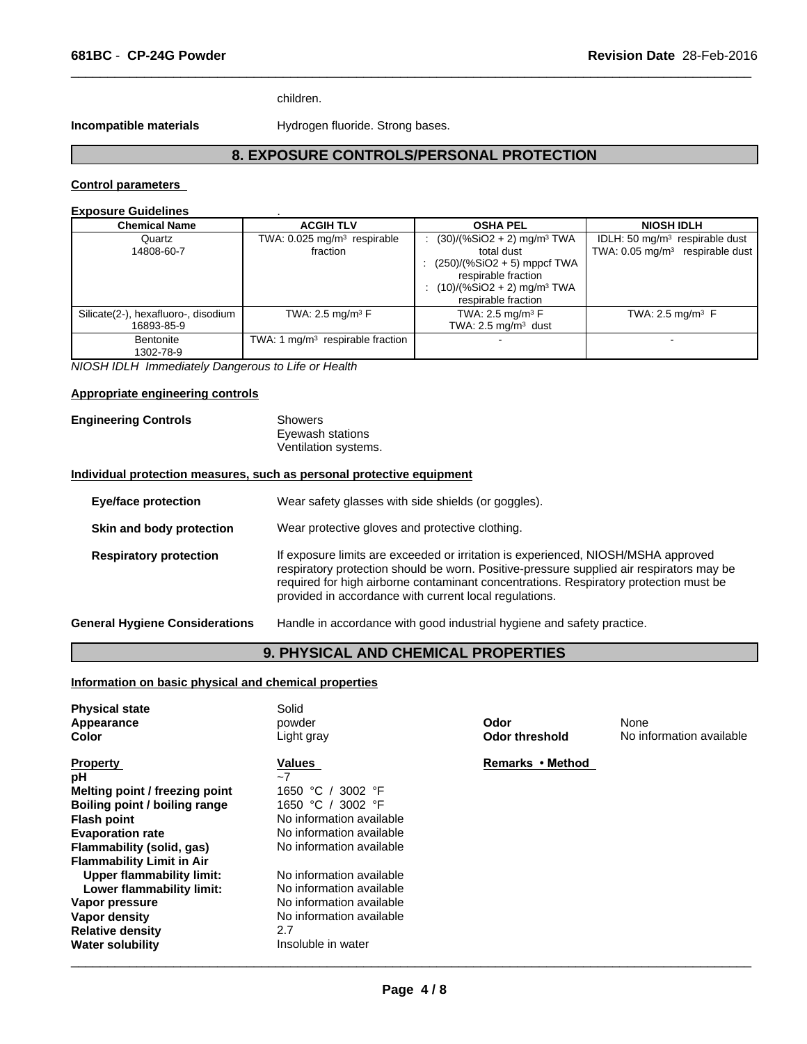children.

**Incompatible materials** Hydrogen fluoride. Strong bases.

## 8. EXPOSURE CONTROLS/PERSONAL PROTECTION

### Control parameters

**Exposure Guidelines** .

| Chemical Name | ACGIH TLV | OSHA PEL | NIOSH IDLH |
|---|---|---|---|
| Quartz<br>14808-60-7 | TWA: 0.025 mg/m³ respirable fraction | : (30)/(%SiO2 + 2) mg/m³ TWA total dust<br>: (250)/(%SiO2 + 5) mppcf TWA respirable fraction<br>: (10)/(%SiO2 + 2) mg/m³ TWA respirable fraction | IDLH: 50 mg/m³ respirable dust<br>TWA: 0.05 mg/m³ respirable dust |
| Silicate(2-), hexafluoro-, disodium<br>16893-85-9 | TWA: 2.5 mg/m³ F | TWA: 2.5 mg/m³ F<br>TWA: 2.5 mg/m³ dust | TWA: 2.5 mg/m³ F |
| Bentonite<br>1302-78-9 | TWA: 1 mg/m³ respirable fraction | - | - |

*NIOSH IDLH Immediately Dangerous to Life or Health*

### Appropriate engineering controls

**Engineering Controls** Showers
Eyewash stations
Ventilation systems.

### Individual protection measures, such as personal protective equipment

**Eye/face protection** Wear safety glasses with side shields (or goggles).

**Skin and body protection** Wear protective gloves and protective clothing.

**Respiratory protection** If exposure limits are exceeded or irritation is experienced, NIOSH/MSHA approved respiratory protection should be worn. Positive-pressure supplied air respirators may be required for high airborne contaminant concentrations. Respiratory protection must be provided in accordance with current local regulations.

**General Hygiene Considerations** Handle in accordance with good industrial hygiene and safety practice.

## 9. PHYSICAL AND CHEMICAL PROPERTIES

### Information on basic physical and chemical properties

**Physical state** Solid
**Appearance** powder
**Color** Light gray
**Odor** None
**Odor threshold** No information available

| Property | Values | Remarks • Method |
|---|---|---|
| **pH** | ~7 | |
| **Melting point / freezing point** | 1650 °C / 3002 °F | |
| **Boiling point / boiling range** | 1650 °C / 3002 °F | |
| **Flash point** | No information available | |
| **Evaporation rate** | No information available | |
| **Flammability (solid, gas)** | No information available | |
| **Flammability Limit in Air** | | |
| **Upper flammability limit:** | No information available | |
| **Lower flammability limit:** | No information available | |
| **Vapor pressure** | No information available | |
| **Vapor density** | No information available | |
| **Relative density** | 2.7 | |
| **Water solubility** | Insoluble in water | |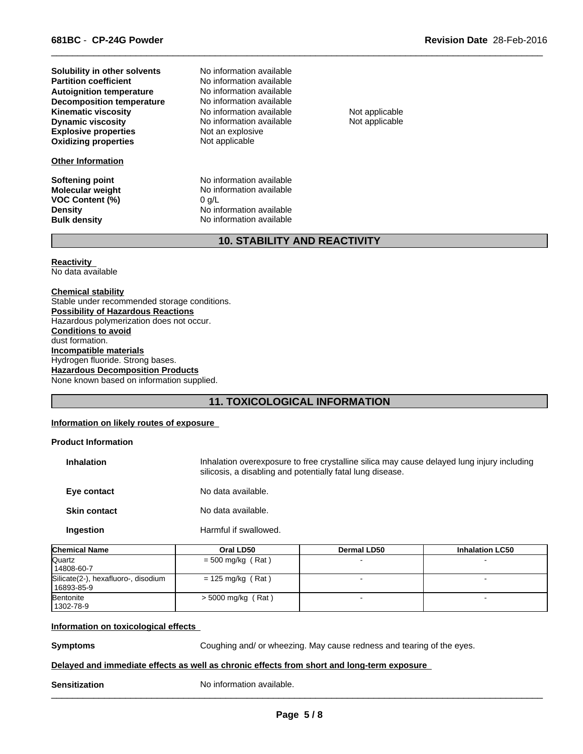| | | |
|---|---|---|
| **Solubility in other solvents** | No information available | |
| **Partition coefficient** | No information available | |
| **Autoignition temperature** | No information available | |
| **Decomposition temperature** | No information available | |
| **Kinematic viscosity** | No information available | Not applicable |
| **Dynamic viscosity** | No information available | Not applicable |
| **Explosive properties** | Not an explosive | |
| **Oxidizing properties** | Not applicable | |

**Other Information**

| | |
|---|---|
| **Softening point** | No information available |
| **Molecular weight** | No information available |
| **VOC Content (%)** | 0 g/L |
| **Density** | No information available |
| **Bulk density** | No information available |

## 10. STABILITY AND REACTIVITY

**Reactivity**
No data available

**Chemical stability**
Stable under recommended storage conditions.

**Possibility of Hazardous Reactions**
Hazardous polymerization does not occur.

**Conditions to avoid**
dust formation.

**Incompatible materials**
Hydrogen fluoride. Strong bases.

**Hazardous Decomposition Products**
None known based on information supplied.

## 11. TOXICOLOGICAL INFORMATION

**Information on likely routes of exposure**

**Product Information**

| | |
|---|---|
| **Inhalation** | Inhalation overexposure to free crystalline silica may cause delayed lung injury including silicosis, a disabling and potentially fatal lung disease. |
| **Eye contact** | No data available. |
| **Skin contact** | No data available. |
| **Ingestion** | Harmful if swallowed. |

| Chemical Name | Oral LD50 | Dermal LD50 | Inhalation LC50 |
|---|---|---|---|
| Quartz<br>14808-60-7 | = 500 mg/kg ( Rat ) | - | - |
| Silicate(2-), hexafluoro-, disodium<br>16893-85-9 | = 125 mg/kg ( Rat ) | - | - |
| Bentonite<br>1302-78-9 | > 5000 mg/kg ( Rat ) | - | - |

**Information on toxicological effects**

**Symptoms** Coughing and/ or wheezing. May cause redness and tearing of the eyes.

**Delayed and immediate effects as well as chronic effects from short and long-term exposure**

**Sensitization** No information available.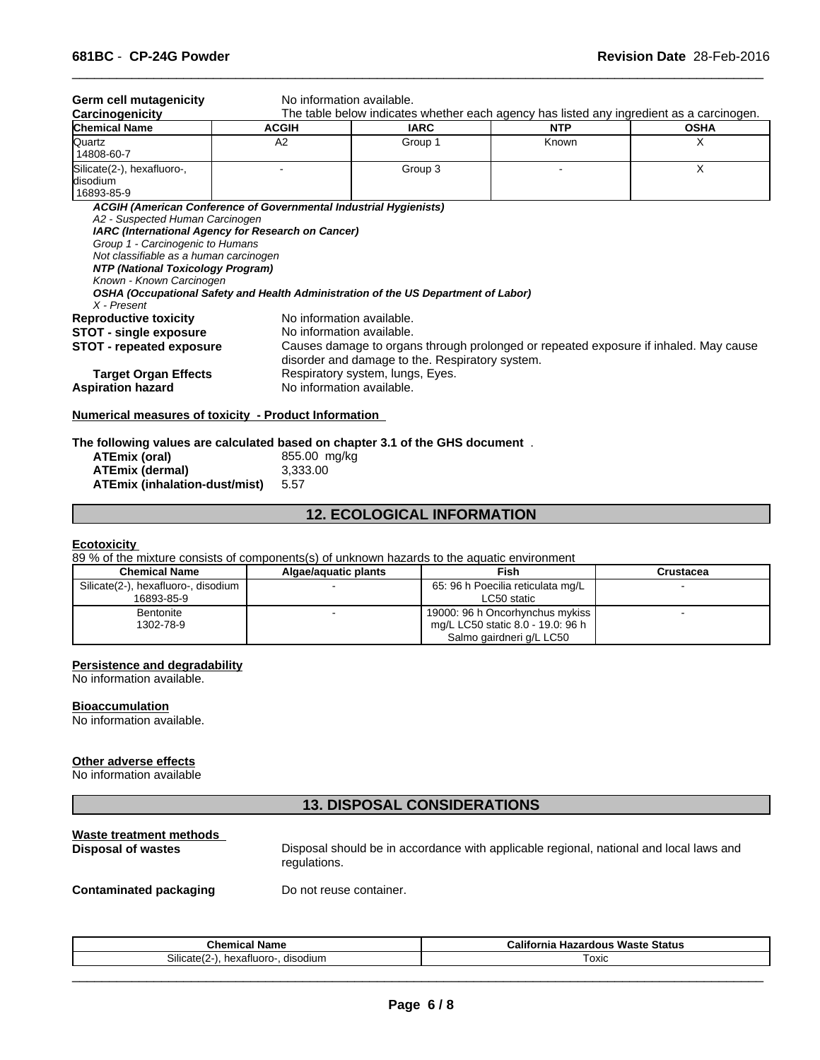**Germ cell mutagenicity** No information available.

**Carcinogenicity** The table below indicates whether each agency has listed any ingredient as a carcinogen.

| Chemical Name | ACGIH | IARC | NTP | OSHA |
|---|---|---|---|---|
| Quartz 14808-60-7 | A2 | Group 1 | Known | X |
| Silicate(2-), hexafluoro-, disodium 16893-85-9 | - | Group 3 | - | X |

***ACGIH (American Conference of Governmental Industrial Hygienists)***
*A2 - Suspected Human Carcinogen*
***IARC (International Agency for Research on Cancer)***
*Group 1 - Carcinogenic to Humans*
*Not classifiable as a human carcinogen*
***NTP (National Toxicology Program)***
*Known - Known Carcinogen*
***OSHA (Occupational Safety and Health Administration of the US Department of Labor)***
*X - Present*

**Reproductive toxicity** No information available.

**STOT - single exposure** No information available.

**STOT - repeated exposure** Causes damage to organs through prolonged or repeated exposure if inhaled. May cause disorder and damage to the. Respiratory system.

**Target Organ Effects** Respiratory system, lungs, Eyes.

**Aspiration hazard** No information available.

**Numerical measures of toxicity - Product Information**

**The following values are calculated based on chapter 3.1 of the GHS document** .

**ATEmix (oral)** 855.00 mg/kg
**ATEmix (dermal)** 3,333.00
**ATEmix (inhalation-dust/mist)** 5.57

## 12. ECOLOGICAL INFORMATION

**Ecotoxicity**

89 % of the mixture consists of components(s) of unknown hazards to the aquatic environment

| Chemical Name | Algae/aquatic plants | Fish | Crustacea |
|---|---|---|---|
| Silicate(2-), hexafluoro-, disodium 16893-85-9 | - | 65: 96 h Poecilia reticulata mg/L LC50 static | - |
| Bentonite 1302-78-9 | - | 19000: 96 h Oncorhynchus mykiss mg/L LC50 static 8.0 - 19.0: 96 h Salmo gairdneri g/L LC50 | - |

**Persistence and degradability**

No information available.

**Bioaccumulation**

No information available.

**Other adverse effects**

No information available

## 13. DISPOSAL CONSIDERATIONS

**Waste treatment methods**

**Disposal of wastes** Disposal should be in accordance with applicable regional, national and local laws and regulations.

**Contaminated packaging** Do not reuse container.

| Chemical Name | California Hazardous Waste Status |
|---|---|
| Silicate(2-), hexafluoro-, disodium | Toxic |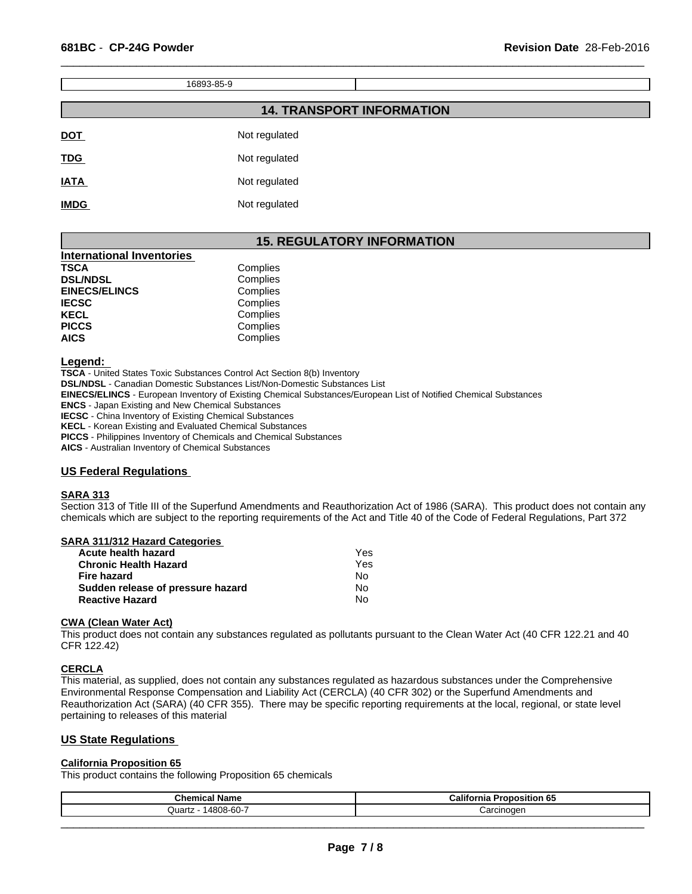| 16893-85-9 | |
|---|---|

## 14. TRANSPORT INFORMATION

| | |
|---|---|
| **DOT** | Not regulated |
| **TDG** | Not regulated |
| **IATA** | Not regulated |
| **IMDG** | Not regulated |

## 15. REGULATORY INFORMATION

**International Inventories**

| | |
|---|---|
| **TSCA** | Complies |
| **DSL/NDSL** | Complies |
| **EINECS/ELINCS** | Complies |
| **IECSC** | Complies |
| **KECL** | Complies |
| **PICCS** | Complies |
| **AICS** | Complies |

**Legend:**

**TSCA** - United States Toxic Substances Control Act Section 8(b) Inventory
**DSL/NDSL** - Canadian Domestic Substances List/Non-Domestic Substances List
**EINECS/ELINCS** - European Inventory of Existing Chemical Substances/European List of Notified Chemical Substances
**ENCS** - Japan Existing and New Chemical Substances
**IECSC** - China Inventory of Existing Chemical Substances
**KECL** - Korean Existing and Evaluated Chemical Substances
**PICCS** - Philippines Inventory of Chemicals and Chemical Substances
**AICS** - Australian Inventory of Chemical Substances

### US Federal Regulations

**SARA 313**

Section 313 of Title III of the Superfund Amendments and Reauthorization Act of 1986 (SARA). This product does not contain any chemicals which are subject to the reporting requirements of the Act and Title 40 of the Code of Federal Regulations, Part 372

**SARA 311/312 Hazard Categories**

| | |
|---|---|
| **Acute health hazard** | Yes |
| **Chronic Health Hazard** | Yes |
| **Fire hazard** | No |
| **Sudden release of pressure hazard** | No |
| **Reactive Hazard** | No |

**CWA (Clean Water Act)**

This product does not contain any substances regulated as pollutants pursuant to the Clean Water Act (40 CFR 122.21 and 40 CFR 122.42)

**CERCLA**

This material, as supplied, does not contain any substances regulated as hazardous substances under the Comprehensive Environmental Response Compensation and Liability Act (CERCLA) (40 CFR 302) or the Superfund Amendments and Reauthorization Act (SARA) (40 CFR 355). There may be specific reporting requirements at the local, regional, or state level pertaining to releases of this material

### US State Regulations

**California Proposition 65**

This product contains the following Proposition 65 chemicals

| Chemical Name | California Proposition 65 |
|---|---|
| Quartz - 14808-60-7 | Carcinogen |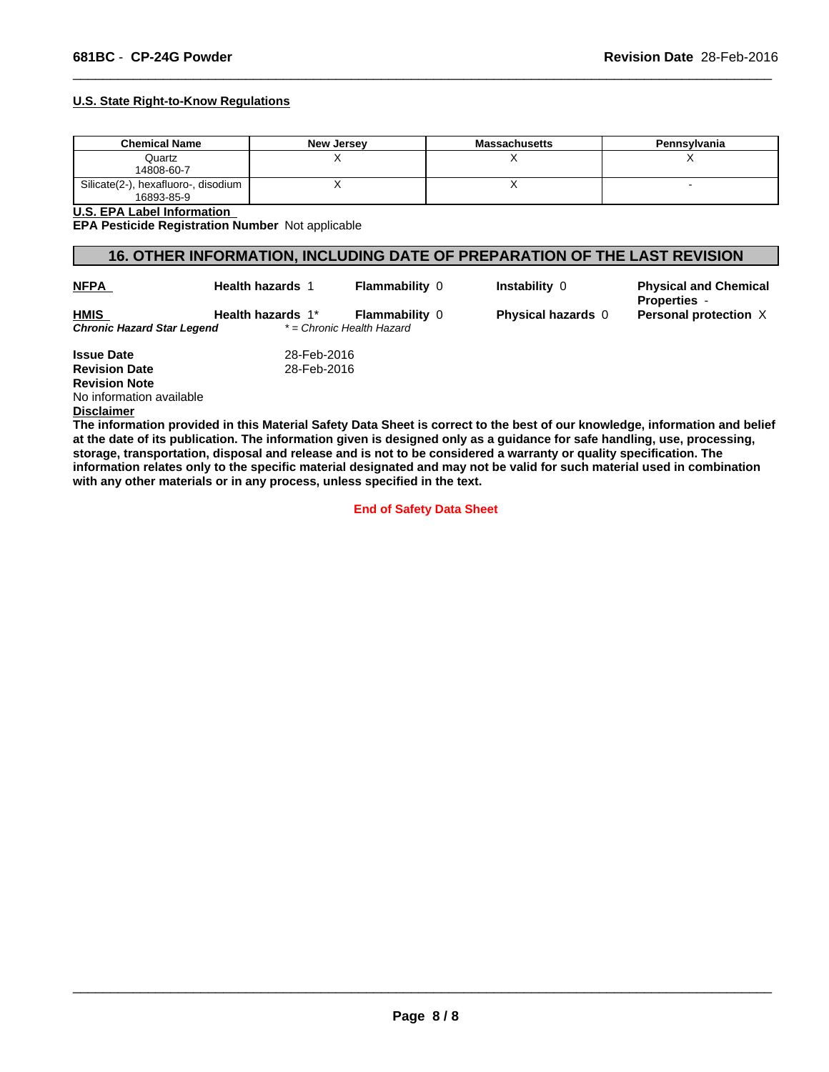**U.S. State Right-to-Know Regulations**

| Chemical Name | New Jersey | Massachusetts | Pennsylvania |
|---|---|---|---|
| Quartz 14808-60-7 | X | X | X |
| Silicate(2-), hexafluoro-, disodium 16893-85-9 | X | X | - |

**U.S. EPA Label Information**

**EPA Pesticide Registration Number** Not applicable

## 16. OTHER INFORMATION, INCLUDING DATE OF PREPARATION OF THE LAST REVISION

| | | | | |
|---|---|---|---|---|
| **NFPA** | **Health hazards** 1 | **Flammability** 0 | **Instability** 0 | **Physical and Chemical Properties** - |
| **HMIS** | **Health hazards** 1* | **Flammability** 0 | **Physical hazards** 0 | **Personal protection** X |

***Chronic Hazard Star Legend*** *\* = Chronic Health Hazard*

**Issue Date** 28-Feb-2016

**Revision Date** 28-Feb-2016

**Revision Note**

No information available

**Disclaimer**

**The information provided in this Material Safety Data Sheet is correct to the best of our knowledge, information and belief at the date of its publication. The information given is designed only as a guidance for safe handling, use, processing, storage, transportation, disposal and release and is not to be considered a warranty or quality specification. The information relates only to the specific material designated and may not be valid for such material used in combination with any other materials or in any process, unless specified in the text.**

**End of Safety Data Sheet**